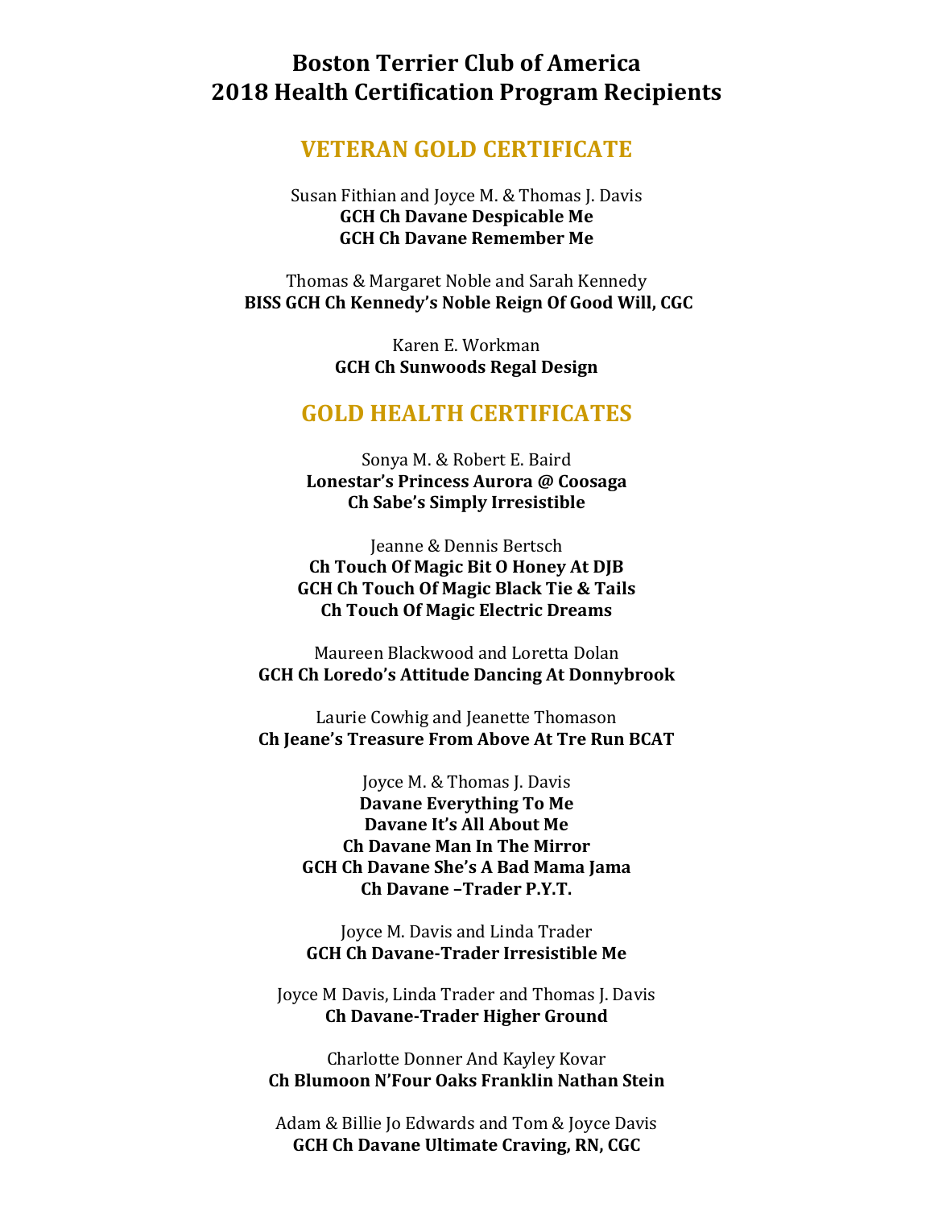# Boston Terrier Club of America
# 2018 Health Certification Program Recipients

## VETERAN GOLD CERTIFICATE

Susan Fithian and Joyce M. & Thomas J. Davis
**GCH Ch Davane Despicable Me**
**GCH Ch Davane Remember Me**

Thomas & Margaret Noble and Sarah Kennedy
**BISS GCH Ch Kennedy's Noble Reign Of Good Will, CGC**

Karen E. Workman
**GCH Ch Sunwoods Regal Design**

## GOLD HEALTH CERTIFICATES

Sonya M. & Robert E. Baird
**Lonestar's Princess Aurora @ Coosaga**
**Ch Sabe's Simply Irresistible**

Jeanne & Dennis Bertsch
**Ch Touch Of Magic Bit O Honey At DJB**
**GCH Ch Touch Of Magic Black Tie & Tails**
**Ch Touch Of Magic Electric Dreams**

Maureen Blackwood and Loretta Dolan
**GCH Ch Loredo's Attitude Dancing At Donnybrook**

Laurie Cowhig and Jeanette Thomason
**Ch Jeane's Treasure From Above At Tre Run BCAT**

Joyce M. & Thomas J. Davis
**Davane Everything To Me**
**Davane It's All About Me**
**Ch Davane Man In The Mirror**
**GCH Ch Davane She's A Bad Mama Jama**
**Ch Davane –Trader P.Y.T.**

Joyce M. Davis and Linda Trader
**GCH Ch Davane-Trader Irresistible Me**

Joyce M Davis, Linda Trader and Thomas J. Davis
**Ch Davane-Trader Higher Ground**

Charlotte Donner And Kayley Kovar
**Ch Blumoon N'Four Oaks Franklin Nathan Stein**

Adam & Billie Jo Edwards and Tom & Joyce Davis
**GCH Ch Davane Ultimate Craving, RN, CGC**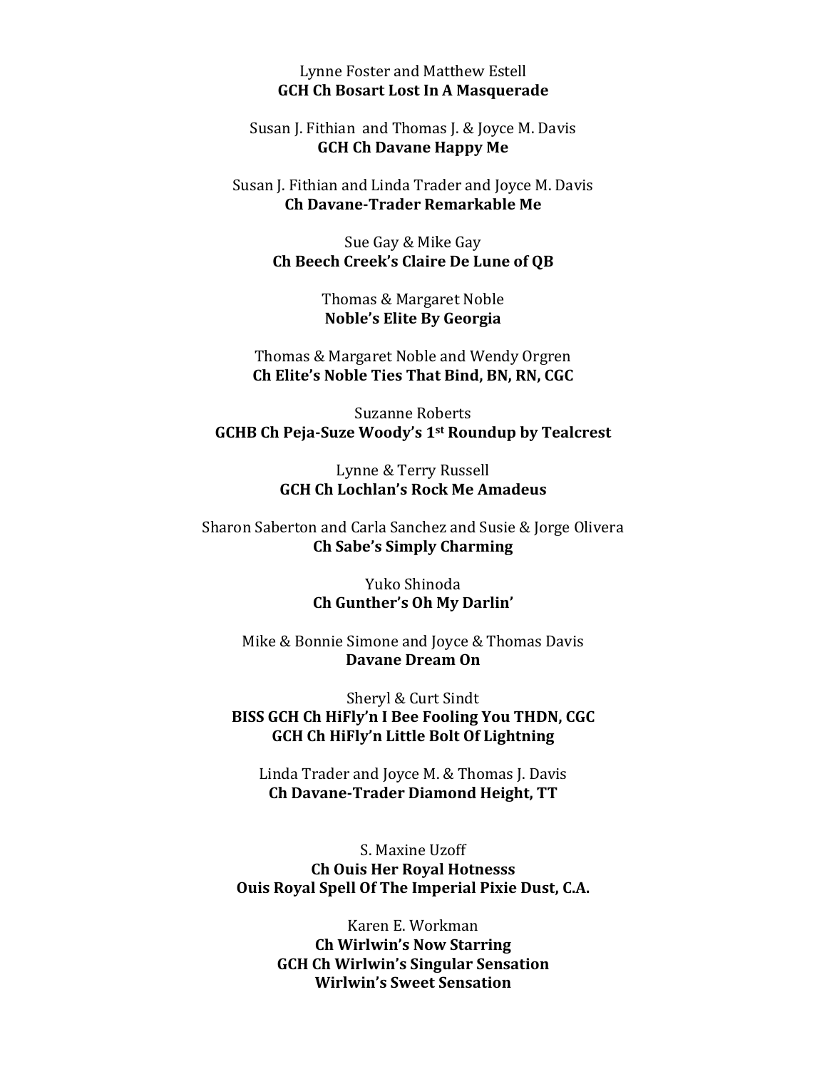Lynne Foster and Matthew Estell
**GCH Ch Bosart Lost In A Masquerade**

Susan J. Fithian and Thomas J. & Joyce M. Davis
**GCH Ch Davane Happy Me**

Susan J. Fithian and Linda Trader and Joyce M. Davis
**Ch Davane-Trader Remarkable Me**

Sue Gay & Mike Gay
**Ch Beech Creek's Claire De Lune of QB**

Thomas & Margaret Noble
**Noble's Elite By Georgia**

Thomas & Margaret Noble and Wendy Orgren
**Ch Elite's Noble Ties That Bind, BN, RN, CGC**

Suzanne Roberts
**GCHB Ch Peja-Suze Woody's 1st Roundup by Tealcrest**

Lynne & Terry Russell
**GCH Ch Lochlan's Rock Me Amadeus**

Sharon Saberton and Carla Sanchez and Susie & Jorge Olivera
**Ch Sabe's Simply Charming**

Yuko Shinoda
**Ch Gunther's Oh My Darlin'**

Mike & Bonnie Simone and Joyce & Thomas Davis
**Davane Dream On**

Sheryl & Curt Sindt
**BISS GCH Ch HiFly'n I Bee Fooling You THDN, CGC**
**GCH Ch HiFly'n Little Bolt Of Lightning**

Linda Trader and Joyce M. & Thomas J. Davis
**Ch Davane-Trader Diamond Height, TT**

S. Maxine Uzoff
**Ch Ouis Her Royal Hotnesss**
**Ouis Royal Spell Of The Imperial Pixie Dust, C.A.**

Karen E. Workman
**Ch Wirlwin's Now Starring**
**GCH Ch Wirlwin's Singular Sensation**
**Wirlwin's Sweet Sensation**